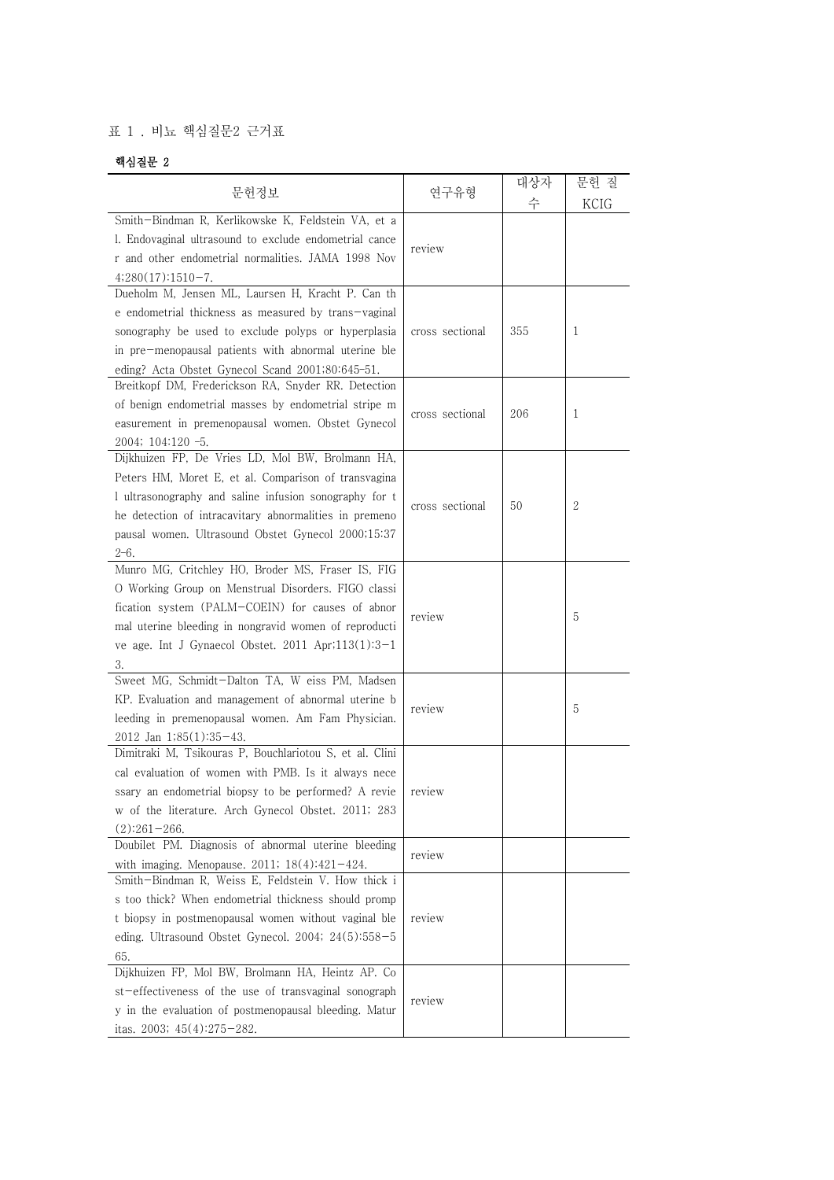표 1 . 비뇨 핵심질문2 근거표

**핵심질문 2**

| 문헌정보 | 연구유형 | 대상자 수 | 문헌 질 KCIG |
|---|---|---|---|
| Smith-Bindman R, Kerlikowske K, Feldstein VA, et al. Endovaginal ultrasound to exclude endometrial cancer and other endometrial normalities. JAMA 1998 Nov 4;280(17):1510-7. | review | | |
| Dueholm M, Jensen ML, Laursen H, Kracht P. Can the endometrial thickness as measured by trans-vaginal sonography be used to exclude polyps or hyperplasia in pre-menopausal patients with abnormal uterine bleeding? Acta Obstet Gynecol Scand 2001;80:645-51. | cross sectional | 355 | 1 |
| Breitkopf DM, Frederickson RA, Snyder RR. Detection of benign endometrial masses by endometrial stripe measurement in premenopausal women. Obstet Gynecol 2004; 104:120 -5. | cross sectional | 206 | 1 |
| Dijkhuizen FP, De Vries LD, Mol BW, Brolmann HA, Peters HM, Moret E, et al. Comparison of transvaginal ultrasonography and saline infusion sonography for the detection of intracavitary abnormalities in premenopausal women. Ultrasound Obstet Gynecol 2000;15:372-6. | cross sectional | 50 | 2 |
| Munro MG, Critchley HO, Broder MS, Fraser IS, FIGO Working Group on Menstrual Disorders. FIGO classification system (PALM-COEIN) for causes of abnormal uterine bleeding in nongravid women of reproductive age. Int J Gynaecol Obstet. 2011 Apr;113(1):3-13. | review | | 5 |
| Sweet MG, Schmidt-Dalton TA, W eiss PM, Madsen KP. Evaluation and management of abnormal uterine bleeding in premenopausal women. Am Fam Physician. 2012 Jan 1;85(1):35-43. | review | | 5 |
| Dimitraki M, Tsikouras P, Bouchlariotou S, et al. Clinical evaluation of women with PMB. Is it always necessary an endometrial biopsy to be performed? A review of the literature. Arch Gynecol Obstet. 2011; 283(2):261-266. | review | | |
| Doubilet PM. Diagnosis of abnormal uterine bleeding with imaging. Menopause. 2011; 18(4):421-424. | review | | |
| Smith-Bindman R, Weiss E, Feldstein V. How thick is too thick? When endometrial thickness should prompt biopsy in postmenopausal women without vaginal bleeding. Ultrasound Obstet Gynecol. 2004; 24(5):558-565. | review | | |
| Dijkhuizen FP, Mol BW, Brolmann HA, Heintz AP. Cost-effectiveness of the use of transvaginal sonography in the evaluation of postmenopausal bleeding. Maturitas. 2003; 45(4):275-282. | review | | |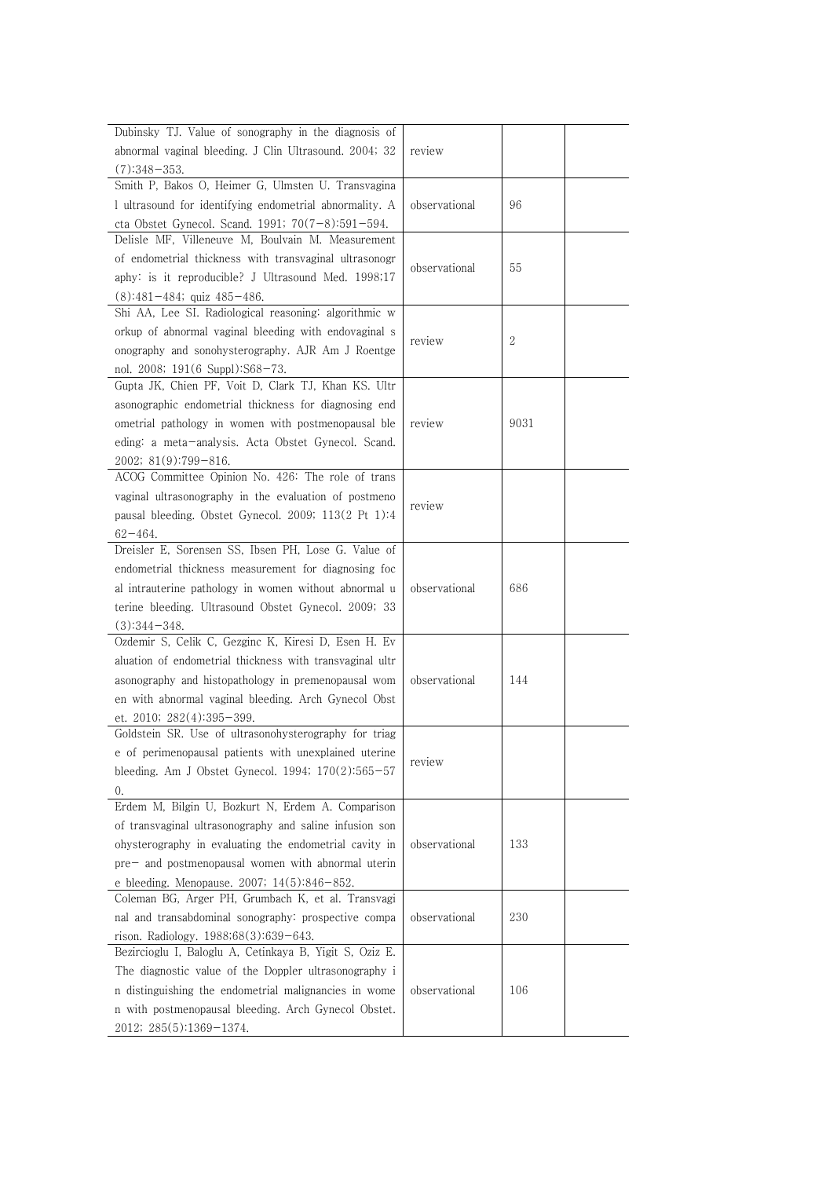| | | | |
|---|---|---|---|
| Dubinsky TJ. Value of sonography in the diagnosis of abnormal vaginal bleeding. J Clin Ultrasound. 2004; 32 (7):348-353. | review | | |
| Smith P, Bakos O, Heimer G, Ulmsten U. Transvaginal ultrasound for identifying endometrial abnormality. Acta Obstet Gynecol. Scand. 1991; 70(7-8):591-594. | observational | 96 | |
| Delisle MF, Villeneuve M, Boulvain M. Measurement of endometrial thickness with transvaginal ultrasonography: is it reproducible? J Ultrasound Med. 1998;17 (8):481-484; quiz 485-486. | observational | 55 | |
| Shi AA, Lee SI. Radiological reasoning: algorithmic workup of abnormal vaginal bleeding with endovaginal sonography and sonohysterography. AJR Am J Roentgenol. 2008; 191(6 Suppl):S68-73. | review | 2 | |
| Gupta JK, Chien PF, Voit D, Clark TJ, Khan KS. Ultrasonographic endometrial thickness for diagnosing endometrial pathology in women with postmenopausal bleeding: a meta-analysis. Acta Obstet Gynecol. Scand. 2002; 81(9):799-816. | review | 9031 | |
| ACOG Committee Opinion No. 426: The role of transvaginal ultrasonography in the evaluation of postmenopausal bleeding. Obstet Gynecol. 2009; 113(2 Pt 1):462-464. | review | | |
| Dreisler E, Sorensen SS, Ibsen PH, Lose G. Value of endometrial thickness measurement for diagnosing focal intrauterine pathology in women without abnormal uterine bleeding. Ultrasound Obstet Gynecol. 2009; 33 (3):344-348. | observational | 686 | |
| Ozdemir S, Celik C, Gezginc K, Kiresi D, Esen H. Evaluation of endometrial thickness with transvaginal ultrasonography and histopathology in premenopausal women with abnormal vaginal bleeding. Arch Gynecol Obstet. 2010; 282(4):395-399. | observational | 144 | |
| Goldstein SR. Use of ultrasonohysterography for triage of perimenopausal patients with unexplained uterine bleeding. Am J Obstet Gynecol. 1994; 170(2):565-570. | review | | |
| Erdem M, Bilgin U, Bozkurt N, Erdem A. Comparison of transvaginal ultrasonography and saline infusion sonohysterography in evaluating the endometrial cavity in pre- and postmenopausal women with abnormal uterine bleeding. Menopause. 2007; 14(5):846-852. | observational | 133 | |
| Coleman BG, Arger PH, Grumbach K, et al. Transvaginal and transabdominal sonography: prospective comparison. Radiology. 1988;68(3):639-643. | observational | 230 | |
| Bezircioglu I, Baloglu A, Cetinkaya B, Yigit S, Oziz E. The diagnostic value of the Doppler ultrasonography in distinguishing the endometrial malignancies in women with postmenopausal bleeding. Arch Gynecol Obstet. 2012; 285(5):1369-1374. | observational | 106 | |